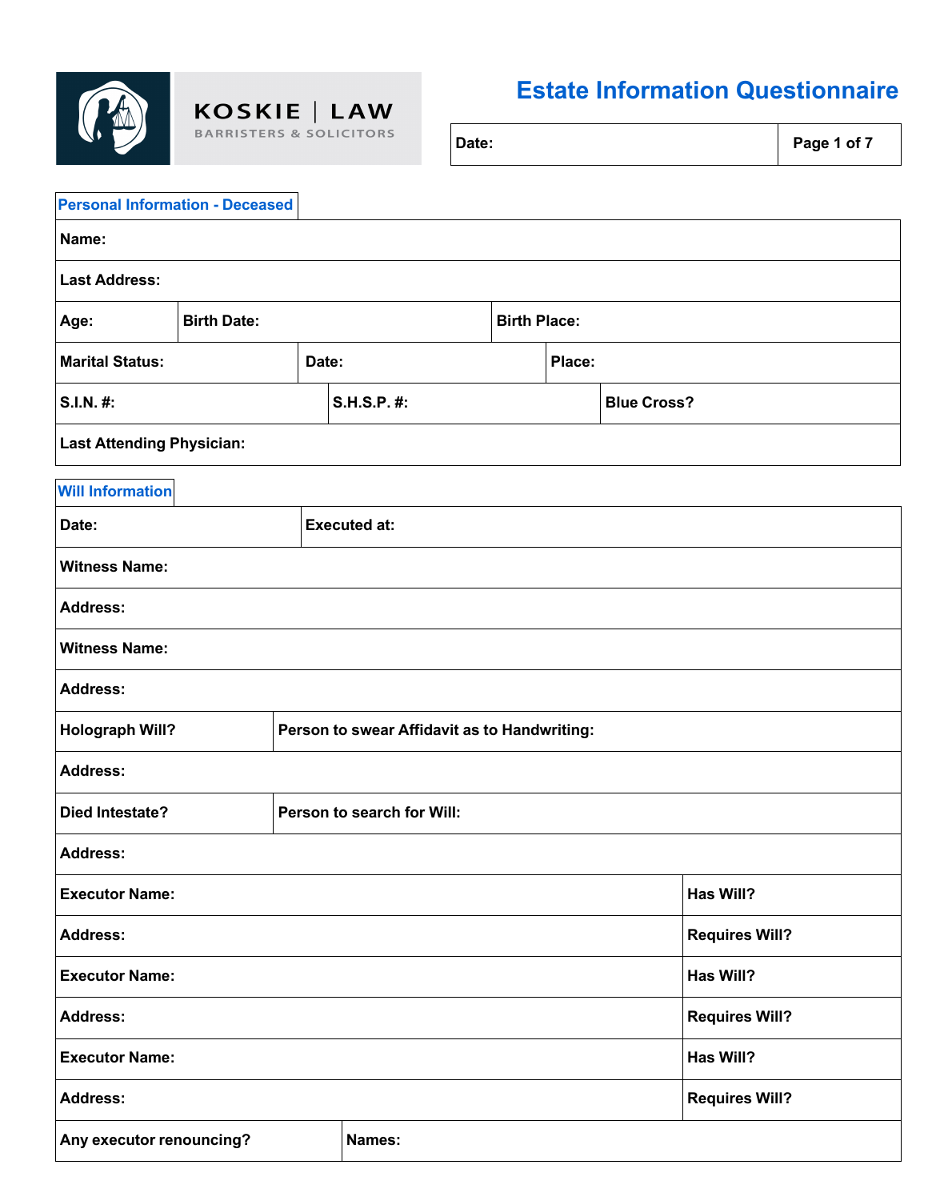KOSKIE | LAW
BARRISTERS & SOLICITORS

# Estate Information Questionnaire

| Date: | |
|---|---|

## Personal Information - Deceased

| | | |
|---|---|---|
| **Name:** | | |
| **Last Address:** | | |
| **Age:** | **Birth Date:** | **Birth Place:** |
| **Marital Status:** | **Date:** | **Place:** |
| **S.I.N. #:** | **S.H.S.P. #:** | **Blue Cross?** |
| **Last Attending Physician:** | | |

## Will Information

| | |
|---|---|
| **Date:** | **Executed at:** |
| **Witness Name:** | |
| **Address:** | |
| **Witness Name:** | |
| **Address:** | |
| **Holograph Will?** | **Person to swear Affidavit as to Handwriting:** |
| **Address:** | |
| **Died Intestate?** | **Person to search for Will:** |
| **Address:** | |
| **Executor Name:** | **Has Will?** |
| **Address:** | **Requires Will?** |
| **Executor Name:** | **Has Will?** |
| **Address:** | **Requires Will?** |
| **Executor Name:** | **Has Will?** |
| **Address:** | **Requires Will?** |
| **Any executor renouncing?** | **Names:** |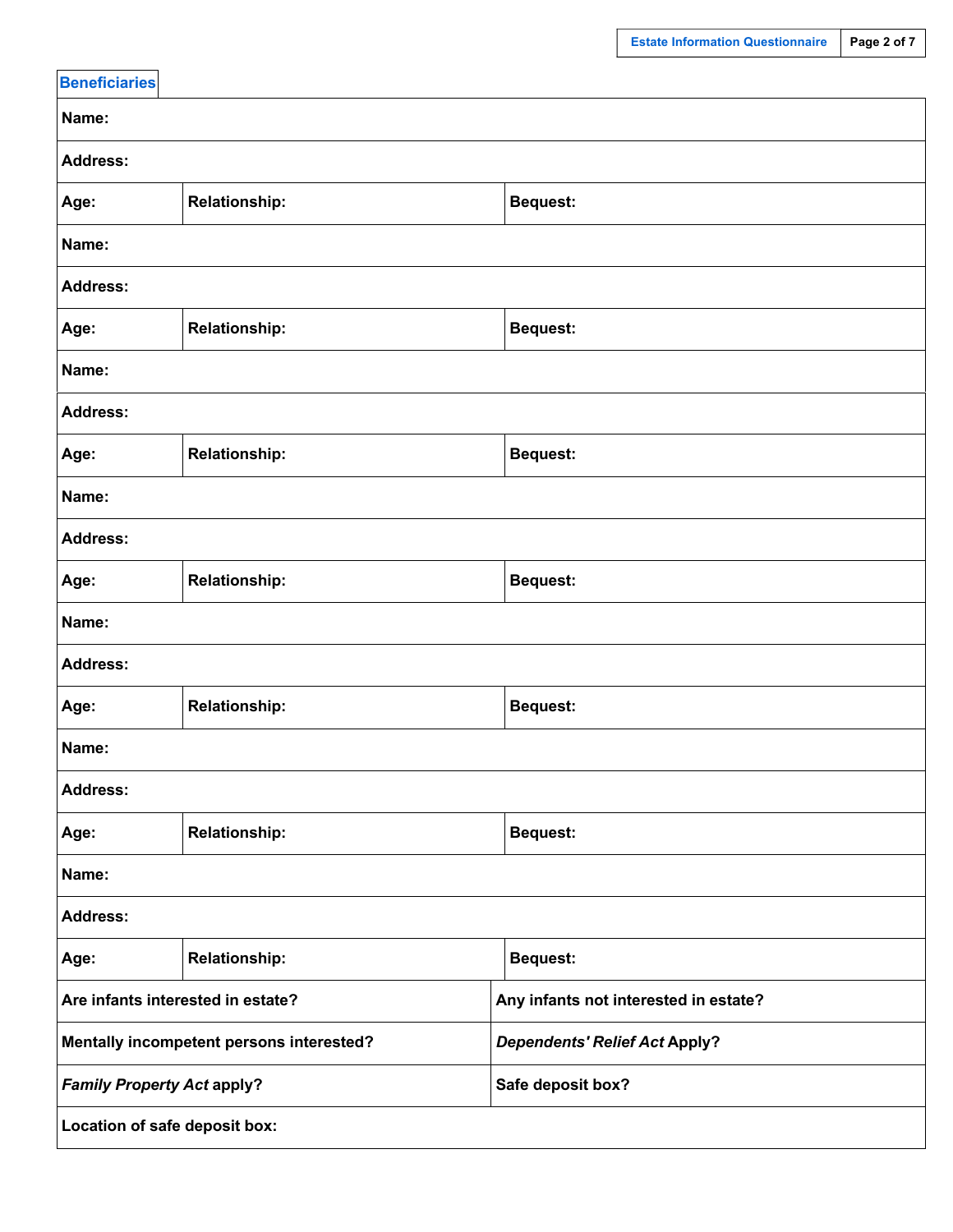## Beneficiaries

| | | |
|---|---|---|
| **Name:** | | |
| **Address:** | | |
| **Age:** | **Relationship:** | **Bequest:** |
| **Name:** | | |
| **Address:** | | |
| **Age:** | **Relationship:** | **Bequest:** |
| **Name:** | | |
| **Address:** | | |
| **Age:** | **Relationship:** | **Bequest:** |
| **Name:** | | |
| **Address:** | | |
| **Age:** | **Relationship:** | **Bequest:** |
| **Name:** | | |
| **Address:** | | |
| **Age:** | **Relationship:** | **Bequest:** |
| **Name:** | | |
| **Address:** | | |
| **Age:** | **Relationship:** | **Bequest:** |
| **Name:** | | |
| **Address:** | | |
| **Age:** | **Relationship:** | **Bequest:** |

| | |
|---|---|
| **Are infants interested in estate?** | **Any infants not interested in estate?** |
| **Mentally incompetent persons interested?** | ***Dependents' Relief Act* Apply?** |
| ***Family Property Act* apply?** | **Safe deposit box?** |
| **Location of safe deposit box:** | |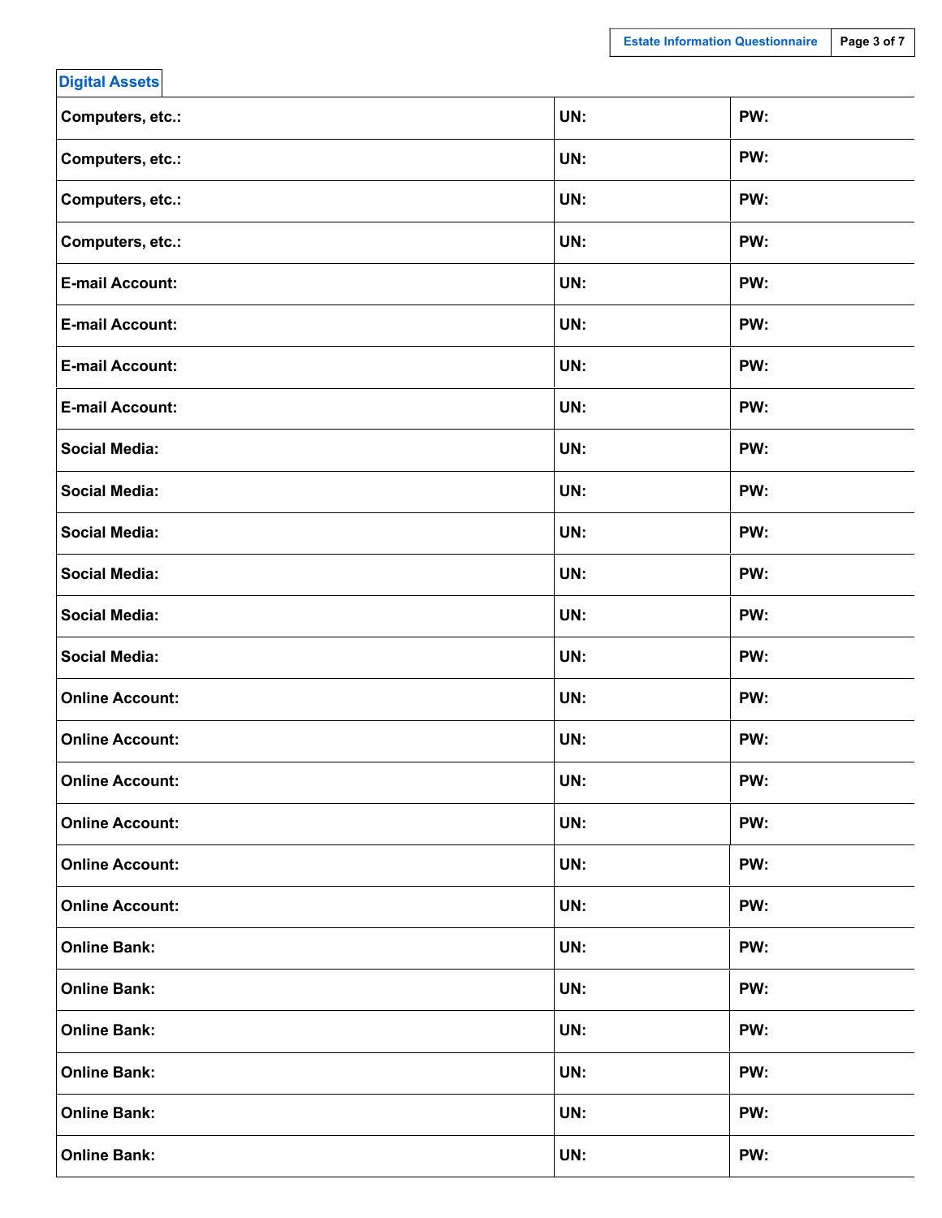## Digital Assets

| | | |
|---|---|---|
| **Computers, etc.:** | **UN:** | **PW:** |
| **Computers, etc.:** | **UN:** | **PW:** |
| **Computers, etc.:** | **UN:** | **PW:** |
| **Computers, etc.:** | **UN:** | **PW:** |
| **E-mail Account:** | **UN:** | **PW:** |
| **E-mail Account:** | **UN:** | **PW:** |
| **E-mail Account:** | **UN:** | **PW:** |
| **E-mail Account:** | **UN:** | **PW:** |
| **Social Media:** | **UN:** | **PW:** |
| **Social Media:** | **UN:** | **PW:** |
| **Social Media:** | **UN:** | **PW:** |
| **Social Media:** | **UN:** | **PW:** |
| **Social Media:** | **UN:** | **PW:** |
| **Social Media:** | **UN:** | **PW:** |
| **Online Account:** | **UN:** | **PW:** |
| **Online Account:** | **UN:** | **PW:** |
| **Online Account:** | **UN:** | **PW:** |
| **Online Account:** | **UN:** | **PW:** |
| **Online Account:** | **UN:** | **PW:** |
| **Online Account:** | **UN:** | **PW:** |
| **Online Bank:** | **UN:** | **PW:** |
| **Online Bank:** | **UN:** | **PW:** |
| **Online Bank:** | **UN:** | **PW:** |
| **Online Bank:** | **UN:** | **PW:** |
| **Online Bank:** | **UN:** | **PW:** |
| **Online Bank:** | **UN:** | **PW:** |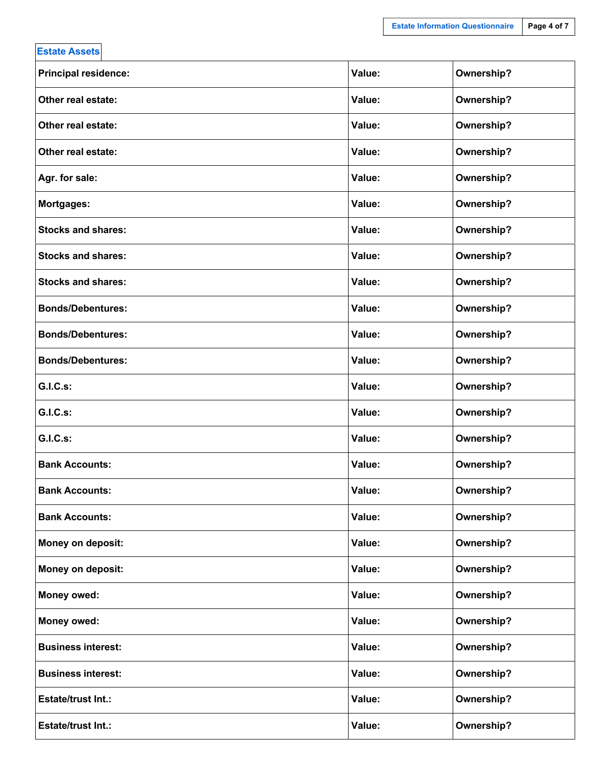## Estate Assets

| | | |
|---|---|---|
| **Principal residence:** | **Value:** | **Ownership?** |
| **Other real estate:** | **Value:** | **Ownership?** |
| **Other real estate:** | **Value:** | **Ownership?** |
| **Other real estate:** | **Value:** | **Ownership?** |
| **Agr. for sale:** | **Value:** | **Ownership?** |
| **Mortgages:** | **Value:** | **Ownership?** |
| **Stocks and shares:** | **Value:** | **Ownership?** |
| **Stocks and shares:** | **Value:** | **Ownership?** |
| **Stocks and shares:** | **Value:** | **Ownership?** |
| **Bonds/Debentures:** | **Value:** | **Ownership?** |
| **Bonds/Debentures:** | **Value:** | **Ownership?** |
| **Bonds/Debentures:** | **Value:** | **Ownership?** |
| **G.I.C.s:** | **Value:** | **Ownership?** |
| **G.I.C.s:** | **Value:** | **Ownership?** |
| **G.I.C.s:** | **Value:** | **Ownership?** |
| **Bank Accounts:** | **Value:** | **Ownership?** |
| **Bank Accounts:** | **Value:** | **Ownership?** |
| **Bank Accounts:** | **Value:** | **Ownership?** |
| **Money on deposit:** | **Value:** | **Ownership?** |
| **Money on deposit:** | **Value:** | **Ownership?** |
| **Money owed:** | **Value:** | **Ownership?** |
| **Money owed:** | **Value:** | **Ownership?** |
| **Business interest:** | **Value:** | **Ownership?** |
| **Business interest:** | **Value:** | **Ownership?** |
| **Estate/trust Int.:** | **Value:** | **Ownership?** |
| **Estate/trust Int.:** | **Value:** | **Ownership?** |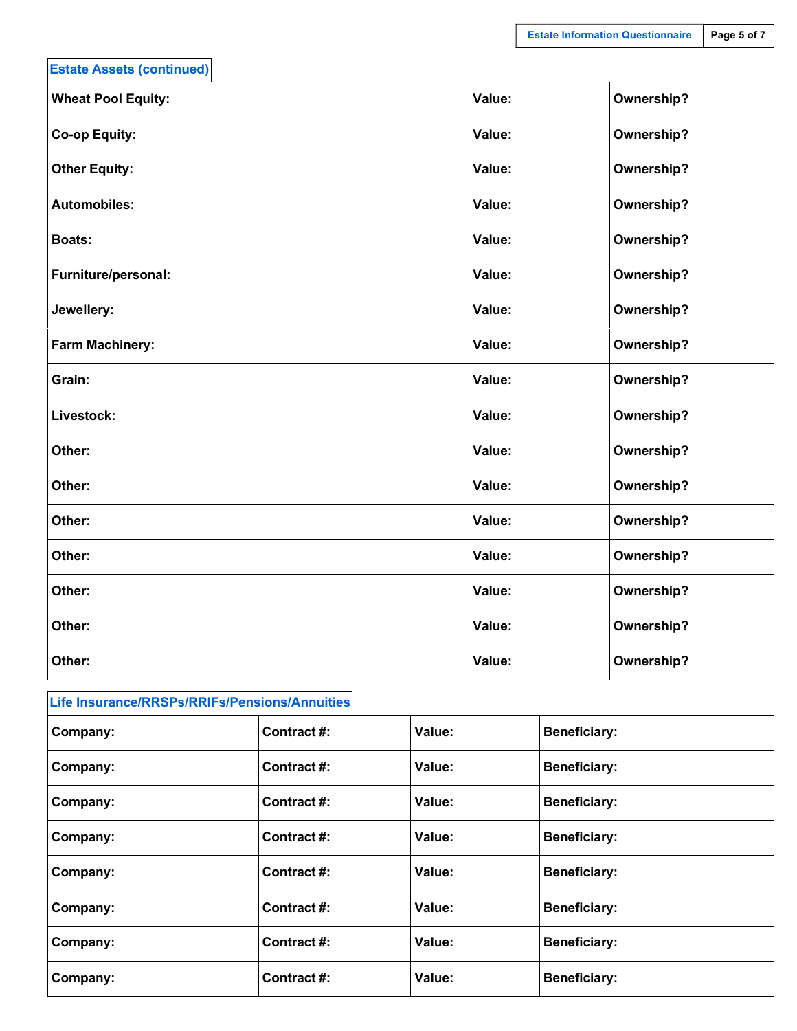## Estate Assets (continued)

| Wheat Pool Equity: | Value: | Ownership? |
|---|---|---|
| Co-op Equity: | Value: | Ownership? |
| Other Equity: | Value: | Ownership? |
| Automobiles: | Value: | Ownership? |
| Boats: | Value: | Ownership? |
| Furniture/personal: | Value: | Ownership? |
| Jewellery: | Value: | Ownership? |
| Farm Machinery: | Value: | Ownership? |
| Grain: | Value: | Ownership? |
| Livestock: | Value: | Ownership? |
| Other: | Value: | Ownership? |
| Other: | Value: | Ownership? |
| Other: | Value: | Ownership? |
| Other: | Value: | Ownership? |
| Other: | Value: | Ownership? |
| Other: | Value: | Ownership? |
| Other: | Value: | Ownership? |

## Life Insurance/RRSPs/RRIFs/Pensions/Annuities

| Company: | Contract #: | Value: | Beneficiary: |
|---|---|---|---|
| Company: | Contract #: | Value: | Beneficiary: |
| Company: | Contract #: | Value: | Beneficiary: |
| Company: | Contract #: | Value: | Beneficiary: |
| Company: | Contract #: | Value: | Beneficiary: |
| Company: | Contract #: | Value: | Beneficiary: |
| Company: | Contract #: | Value: | Beneficiary: |
| Company: | Contract #: | Value: | Beneficiary: |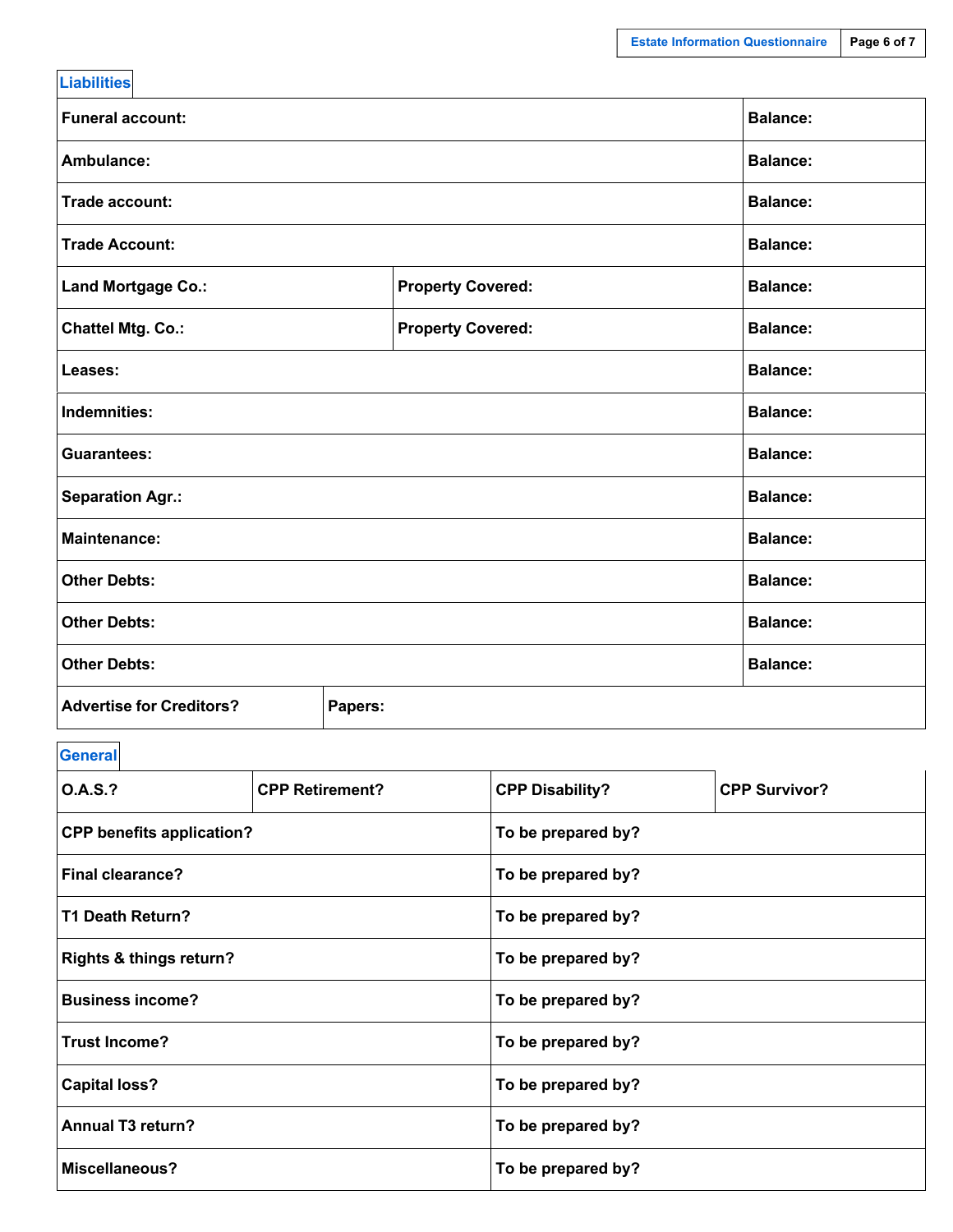## Liabilities

| | | |
|---|---|---|
| **Funeral account:** | | **Balance:** |
| **Ambulance:** | | **Balance:** |
| **Trade account:** | | **Balance:** |
| **Trade Account:** | | **Balance:** |
| **Land Mortgage Co.:** | **Property Covered:** | **Balance:** |
| **Chattel Mtg. Co.:** | **Property Covered:** | **Balance:** |
| **Leases:** | | **Balance:** |
| **Indemnities:** | | **Balance:** |
| **Guarantees:** | | **Balance:** |
| **Separation Agr.:** | | **Balance:** |
| **Maintenance:** | | **Balance:** |
| **Other Debts:** | | **Balance:** |
| **Other Debts:** | | **Balance:** |
| **Other Debts:** | | **Balance:** |
| **Advertise for Creditors?** | **Papers:** | |

## General

| | | | |
|---|---|---|---|
| **O.A.S.?** | **CPP Retirement?** | **CPP Disability?** | **CPP Survivor?** |
| **CPP benefits application?** | | **To be prepared by?** | |
| **Final clearance?** | | **To be prepared by?** | |
| **T1 Death Return?** | | **To be prepared by?** | |
| **Rights & things return?** | | **To be prepared by?** | |
| **Business income?** | | **To be prepared by?** | |
| **Trust Income?** | | **To be prepared by?** | |
| **Capital loss?** | | **To be prepared by?** | |
| **Annual T3 return?** | | **To be prepared by?** | |
| **Miscellaneous?** | | **To be prepared by?** | |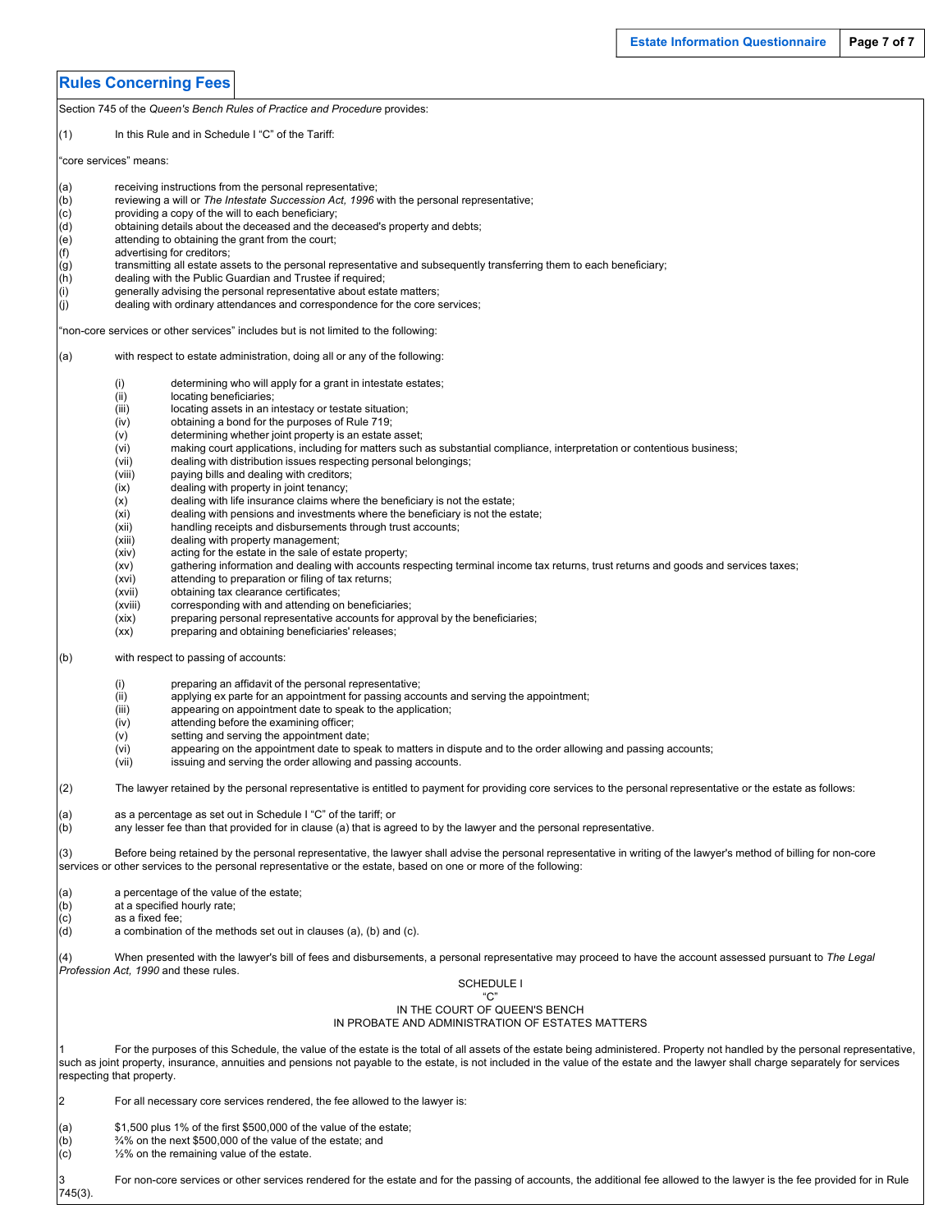## Rules Concerning Fees

Section 745 of the *Queen's Bench Rules of Practice and Procedure* provides:

(1) In this Rule and in Schedule I "C" of the Tariff:

"core services" means:

(a) receiving instructions from the personal representative;
(b) reviewing a will or *The Intestate Succession Act, 1996* with the personal representative;
(c) providing a copy of the will to each beneficiary;
(d) obtaining details about the deceased and the deceased's property and debts;
(e) attending to obtaining the grant from the court;
(f) advertising for creditors;
(g) transmitting all estate assets to the personal representative and subsequently transferring them to each beneficiary;
(h) dealing with the Public Guardian and Trustee if required;
(i) generally advising the personal representative about estate matters;
(j) dealing with ordinary attendances and correspondence for the core services;

"non-core services or other services" includes but is not limited to the following:

(a) with respect to estate administration, doing all or any of the following:

- (i) determining who will apply for a grant in intestate estates;
- (ii) locating beneficiaries;
- (iii) locating assets in an intestacy or testate situation;
- (iv) obtaining a bond for the purposes of Rule 719;
- (v) determining whether joint property is an estate asset;
- (vi) making court applications, including for matters such as substantial compliance, interpretation or contentious business;
- (vii) dealing with distribution issues respecting personal belongings;
- (viii) paying bills and dealing with creditors;
- (ix) dealing with property in joint tenancy;
- (x) dealing with life insurance claims where the beneficiary is not the estate;
- (xi) dealing with pensions and investments where the beneficiary is not the estate;
- (xii) handling receipts and disbursements through trust accounts;
- (xiii) dealing with property management;
- (xiv) acting for the estate in the sale of estate property;
- (xv) gathering information and dealing with accounts respecting terminal income tax returns, trust returns and goods and services taxes;
- (xvi) attending to preparation or filing of tax returns;
- (xvii) obtaining tax clearance certificates;
- (xviii) corresponding with and attending on beneficiaries;
- (xix) preparing personal representative accounts for approval by the beneficiaries;
- (xx) preparing and obtaining beneficiaries' releases;

(b) with respect to passing of accounts:

- (i) preparing an affidavit of the personal representative;
- (ii) applying ex parte for an appointment for passing accounts and serving the appointment;
- (iii) appearing on appointment date to speak to the application;
- (iv) attending before the examining officer;
- (v) setting and serving the appointment date;
- (vi) appearing on the appointment date to speak to matters in dispute and to the order allowing and passing accounts;
- (vii) issuing and serving the order allowing and passing accounts.

(2) The lawyer retained by the personal representative is entitled to payment for providing core services to the personal representative or the estate as follows:

(a) as a percentage as set out in Schedule I "C" of the tariff; or
(b) any lesser fee than that provided for in clause (a) that is agreed to by the lawyer and the personal representative.

(3) Before being retained by the personal representative, the lawyer shall advise the personal representative in writing of the lawyer's method of billing for non-core services or other services to the personal representative or the estate, based on one or more of the following:

(a) a percentage of the value of the estate;
(b) at a specified hourly rate;
(c) as a fixed fee;
(d) a combination of the methods set out in clauses (a), (b) and (c).

(4) When presented with the lawyer's bill of fees and disbursements, a personal representative may proceed to have the account assessed pursuant to *The Legal Profession Act, 1990* and these rules.

SCHEDULE I
"C"
IN THE COURT OF QUEEN'S BENCH
IN PROBATE AND ADMINISTRATION OF ESTATES MATTERS

1 For the purposes of this Schedule, the value of the estate is the total of all assets of the estate being administered. Property not handled by the personal representative, such as joint property, insurance, annuities and pensions not payable to the estate, is not included in the value of the estate and the lawyer shall charge separately for services respecting that property.

2 For all necessary core services rendered, the fee allowed to the lawyer is:

(a) $1,500 plus 1% of the first $500,000 of the value of the estate;
(b) ¾% on the next $500,000 of the value of the estate; and
(c) ½% on the remaining value of the estate.

3 For non-core services or other services rendered for the estate and for the passing of accounts, the additional fee allowed to the lawyer is the fee provided for in Rule 745(3).